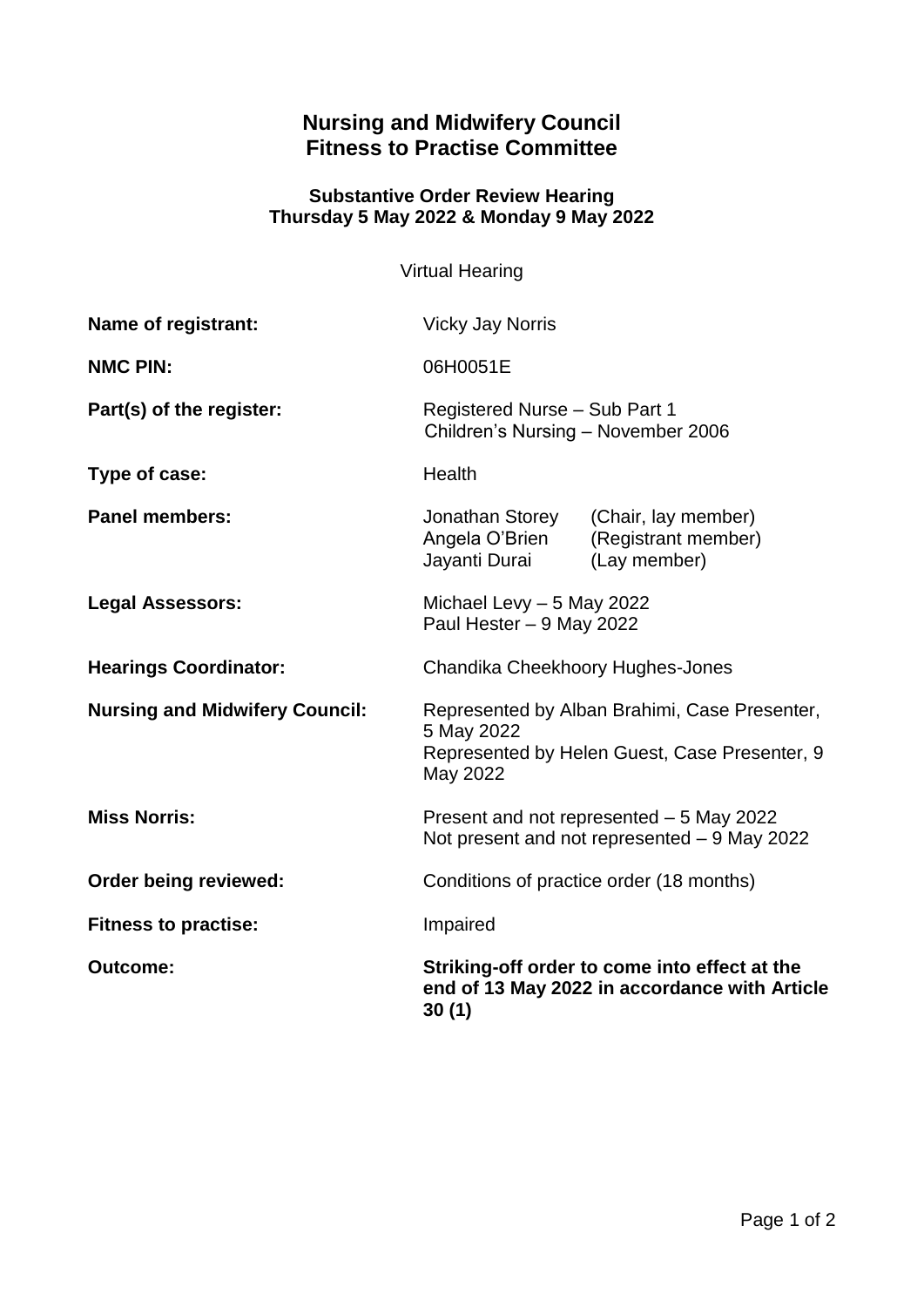# Nursing and Midwifery Council
# Fitness to Practise Committee

### Substantive Order Review Hearing
### Thursday 5 May 2022 & Monday 9 May 2022

Virtual Hearing

| | |
|---|---|
| **Name of registrant:** | Vicky Jay Norris |
| **NMC PIN:** | 06H0051E |
| **Part(s) of the register:** | Registered Nurse – Sub Part 1<br>Children's Nursing – November 2006 |
| **Type of case:** | Health |
| **Panel members:** | Jonathan Storey (Chair, lay member)<br>Angela O'Brien (Registrant member)<br>Jayanti Durai (Lay member) |
| **Legal Assessors:** | Michael Levy – 5 May 2022<br>Paul Hester – 9 May 2022 |
| **Hearings Coordinator:** | Chandika Cheekhoory Hughes-Jones |
| **Nursing and Midwifery Council:** | Represented by Alban Brahimi, Case Presenter, 5 May 2022<br>Represented by Helen Guest, Case Presenter, 9 May 2022 |
| **Miss Norris:** | Present and not represented – 5 May 2022<br>Not present and not represented – 9 May 2022 |
| **Order being reviewed:** | Conditions of practice order (18 months) |
| **Fitness to practise:** | Impaired |
| **Outcome:** | **Striking-off order to come into effect at the end of 13 May 2022 in accordance with Article 30 (1)** |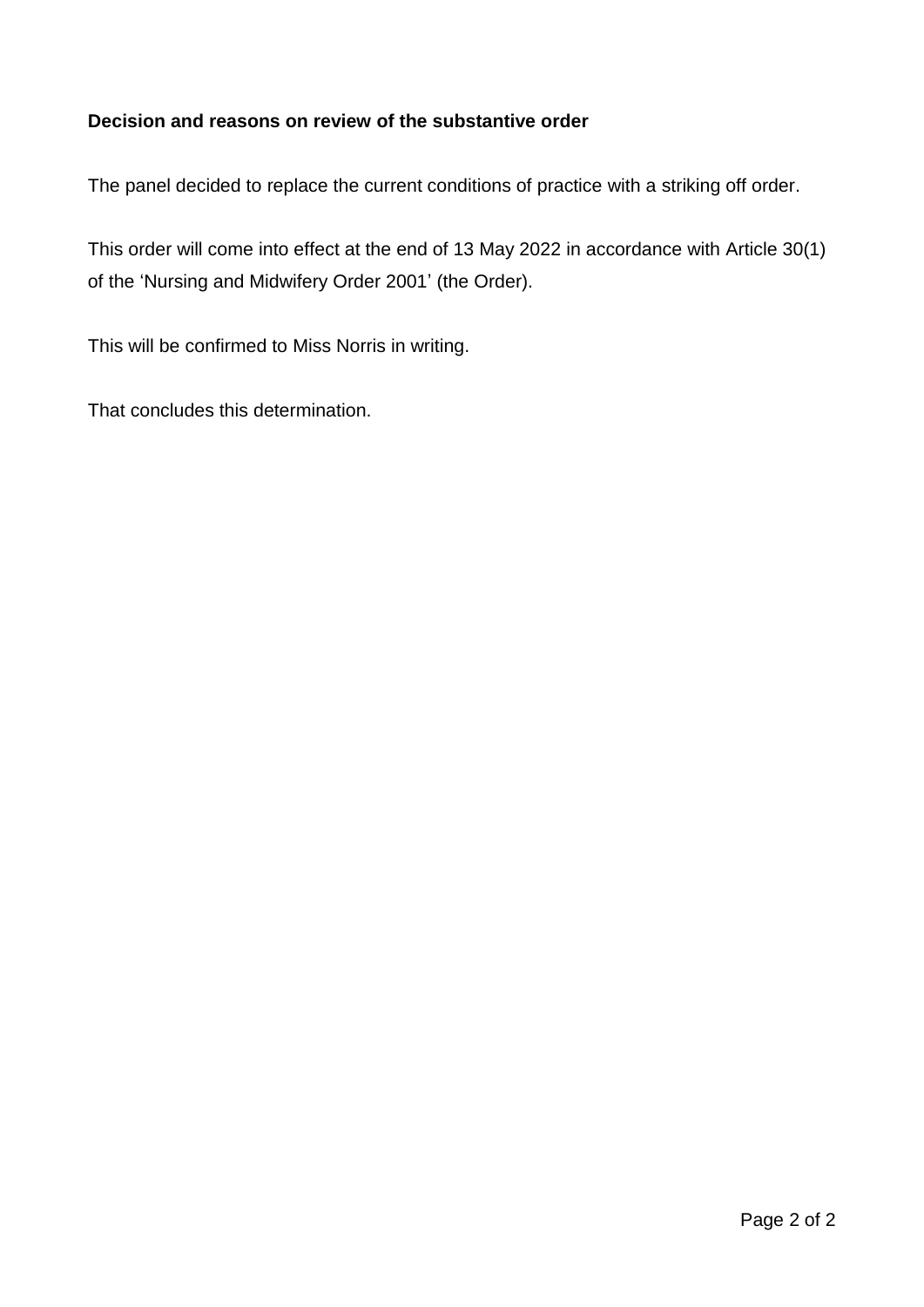**Decision and reasons on review of the substantive order**

The panel decided to replace the current conditions of practice with a striking off order.

This order will come into effect at the end of 13 May 2022 in accordance with Article 30(1) of the 'Nursing and Midwifery Order 2001' (the Order).

This will be confirmed to Miss Norris in writing.

That concludes this determination.